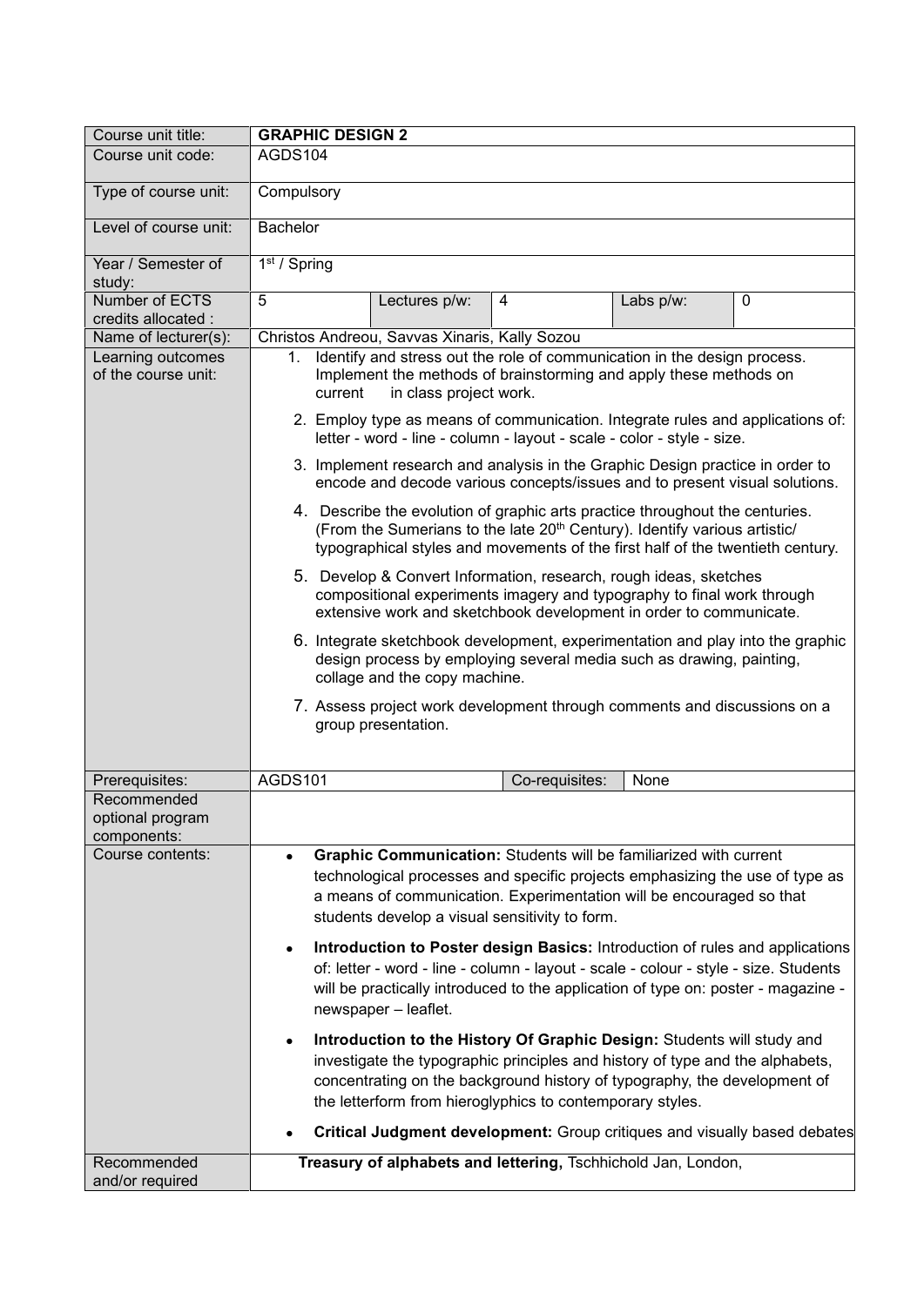| | | | | | |
|---|---|---|---|---|---|
| Course unit title: | **GRAPHIC DESIGN 2** | | | | |
| Course unit code: | AGDS104 | | | | |
| Type of course unit: | Compulsory | | | | |
| Level of course unit: | Bachelor | | | | |
| Year / Semester of study: | 1st / Spring | | | | |
| Number of ECTS credits allocated : | 5 | Lectures p/w: | 4 | Labs p/w: | 0 |
| Name of lecturer(s): | Christos Andreou, Savvas Xinaris, Kally Sozou | | | | |
| Learning outcomes of the course unit: | 1. Identify and stress out the role of communication in the design process. Implement the methods of brainstorming and apply these methods on current in class project work.<br>2. Employ type as means of communication. Integrate rules and applications of: letter - word - line - column - layout - scale - color - style - size.<br>3. Implement research and analysis in the Graphic Design practice in order to encode and decode various concepts/issues and to present visual solutions.<br>4. Describe the evolution of graphic arts practice throughout the centuries. (From the Sumerians to the late 20th Century). Identify various artistic/ typographical styles and movements of the first half of the twentieth century.<br>5. Develop & Convert Information, research, rough ideas, sketches compositional experiments imagery and typography to final work through extensive work and sketchbook development in order to communicate.<br>6. Integrate sketchbook development, experimentation and play into the graphic design process by employing several media such as drawing, painting, collage and the copy machine.<br>7. Assess project work development through comments and discussions on a group presentation. | | | | |
| Prerequisites: | AGDS101 | | Co-requisites: | None | |
| Recommended optional program components: | | | | | |
| Course contents: | • **Graphic Communication:** Students will be familiarized with current technological processes and specific projects emphasizing the use of type as a means of communication. Experimentation will be encouraged so that students develop a visual sensitivity to form.<br>• **Introduction to Poster design Basics:** Introduction of rules and applications of: letter - word - line - column - layout - scale - colour - style - size. Students will be practically introduced to the application of type on: poster - magazine - newspaper – leaflet.<br>• **Introduction to the History Of Graphic Design:** Students will study and investigate the typographic principles and history of type and the alphabets, concentrating on the background history of typography, the development of the letterform from hieroglyphics to contemporary styles.<br>• **Critical Judgment development:** Group critiques and visually based debates | | | | |
| Recommended and/or required | **Treasury of alphabets and lettering,** Tschhichold Jan, London, | | | | |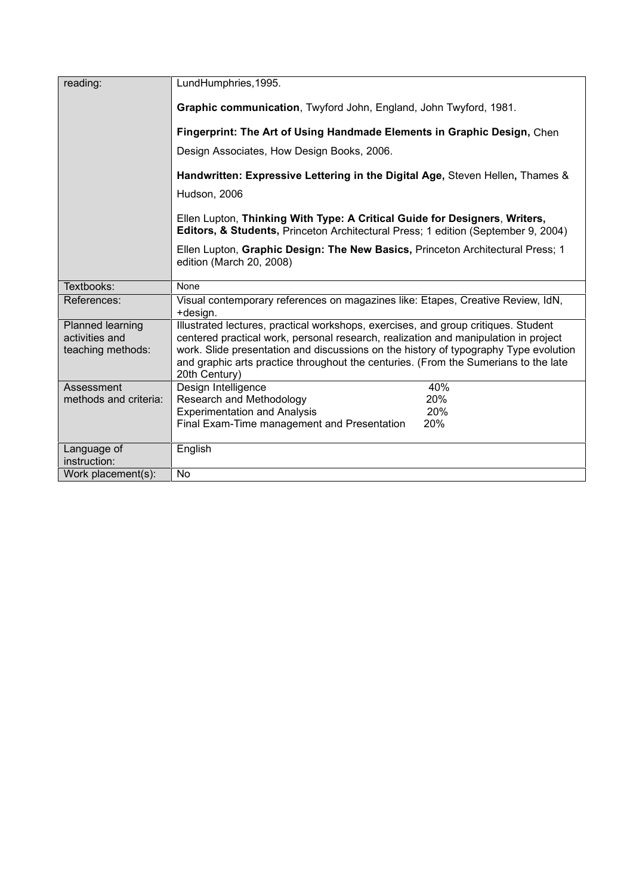| | |
|---|---|
| reading: | LundHumphries,1995.<br><br>**Graphic communication**, Twyford John, England, John Twyford, 1981.<br><br>**Fingerprint: The Art of Using Handmade Elements in Graphic Design,** Chen Design Associates, How Design Books, 2006.<br><br>**Handwritten: Expressive Lettering in the Digital Age,** Steven Hellen**,** Thames & Hudson, 2006<br><br>Ellen Lupton, **Thinking With Type: A Critical Guide for Designers**, **Writers, Editors, & Students,** Princeton Architectural Press; 1 edition (September 9, 2004)<br><br>Ellen Lupton, **Graphic Design: The New Basics,** Princeton Architectural Press; 1 edition (March 20, 2008) |
| Textbooks: | None |
| References: | Visual contemporary references on magazines like: Etapes, Creative Review, IdN, +design. |
| Planned learning activities and teaching methods: | Illustrated lectures, practical workshops, exercises, and group critiques. Student centered practical work, personal research, realization and manipulation in project work. Slide presentation and discussions on the history of typography Type evolution and graphic arts practice throughout the centuries. (From the Sumerians to the late 20th Century) |
| Assessment methods and criteria: | Design Intelligence 40%<br>Research and Methodology 20%<br>Experimentation and Analysis 20%<br>Final Exam-Time management and Presentation 20% |
| Language of instruction: | English |
| Work placement(s): | No |